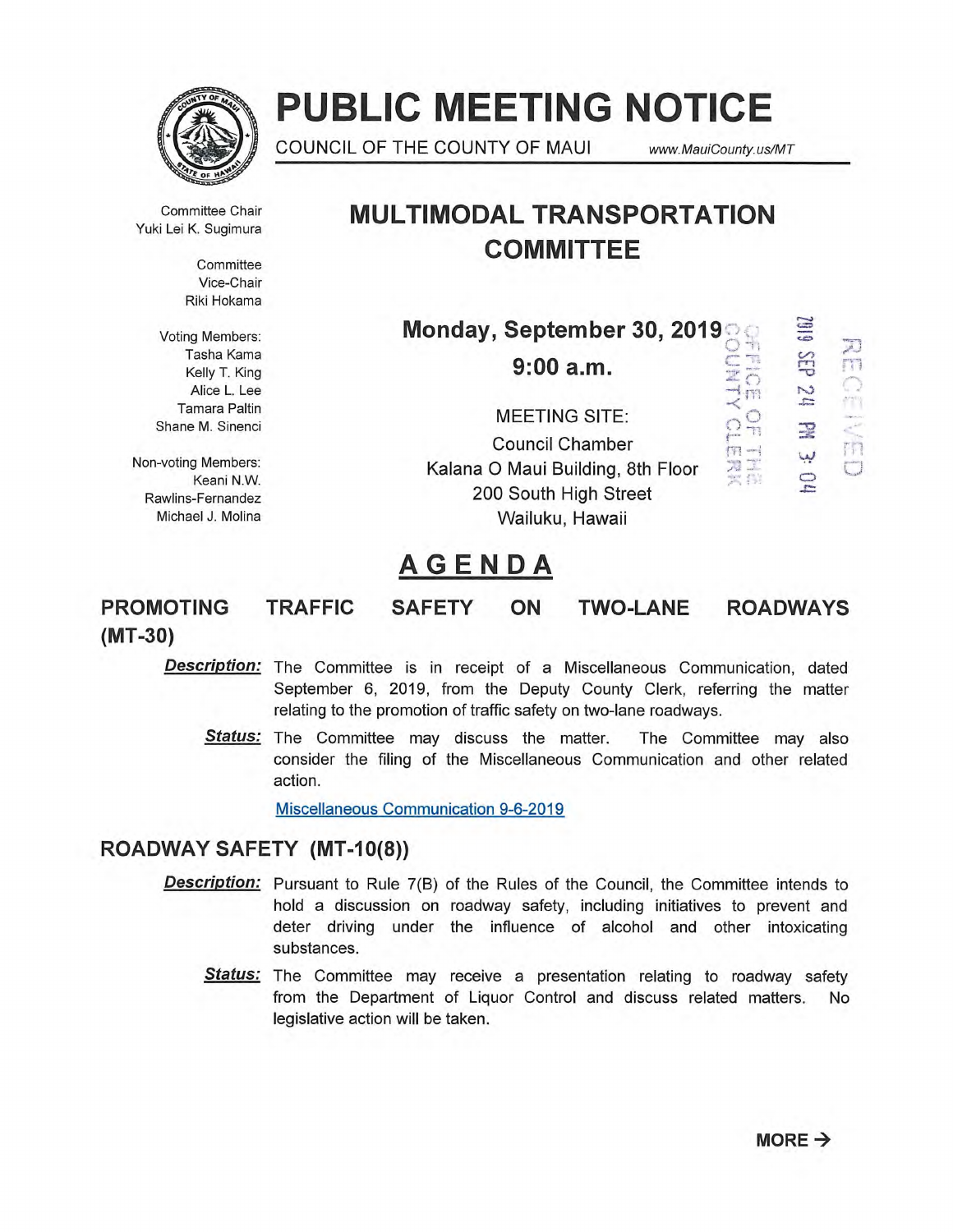# PUBLIC MEETING NOTICE

COUNCIL OF THE COUNTY OF MAUI www.MauiCounty.us/MT

## MULTIMODAL TRANSPORTATION COMMITTEE

Committee Chair
Yuki Lei K. Sugimura

Committee Vice-Chair
Riki Hokama

Voting Members:
Tasha Kama
Kelly T. King
Alice L. Lee
Tamara Paltin
Shane M. Sinenci

Non-voting Members:
Keani N.W. Rawlins-Fernandez
Michael J. Molina

**Monday, September 30, 2019**

**9:00 a.m.**

MEETING SITE:
Council Chamber
Kalana O Maui Building, 8th Floor
200 South High Street
Wailuku, Hawaii

RECEIVED
2019 SEP 24 PM 3:04
OFFICE OF THE COUNTY CLERK

# AGENDA

## PROMOTING TRAFFIC SAFETY ON TWO-LANE ROADWAYS (MT-30)

***Description:*** The Committee is in receipt of a Miscellaneous Communication, dated September 6, 2019, from the Deputy County Clerk, referring the matter relating to the promotion of traffic safety on two-lane roadways.

***Status:*** The Committee may discuss the matter. The Committee may also consider the filing of the Miscellaneous Communication and other related action.

Miscellaneous Communication 9-6-2019

## ROADWAY SAFETY (MT-10(8))

***Description:*** Pursuant to Rule 7(B) of the Rules of the Council, the Committee intends to hold a discussion on roadway safety, including initiatives to prevent and deter driving under the influence of alcohol and other intoxicating substances.

***Status:*** The Committee may receive a presentation relating to roadway safety from the Department of Liquor Control and discuss related matters. No legislative action will be taken.

**MORE →**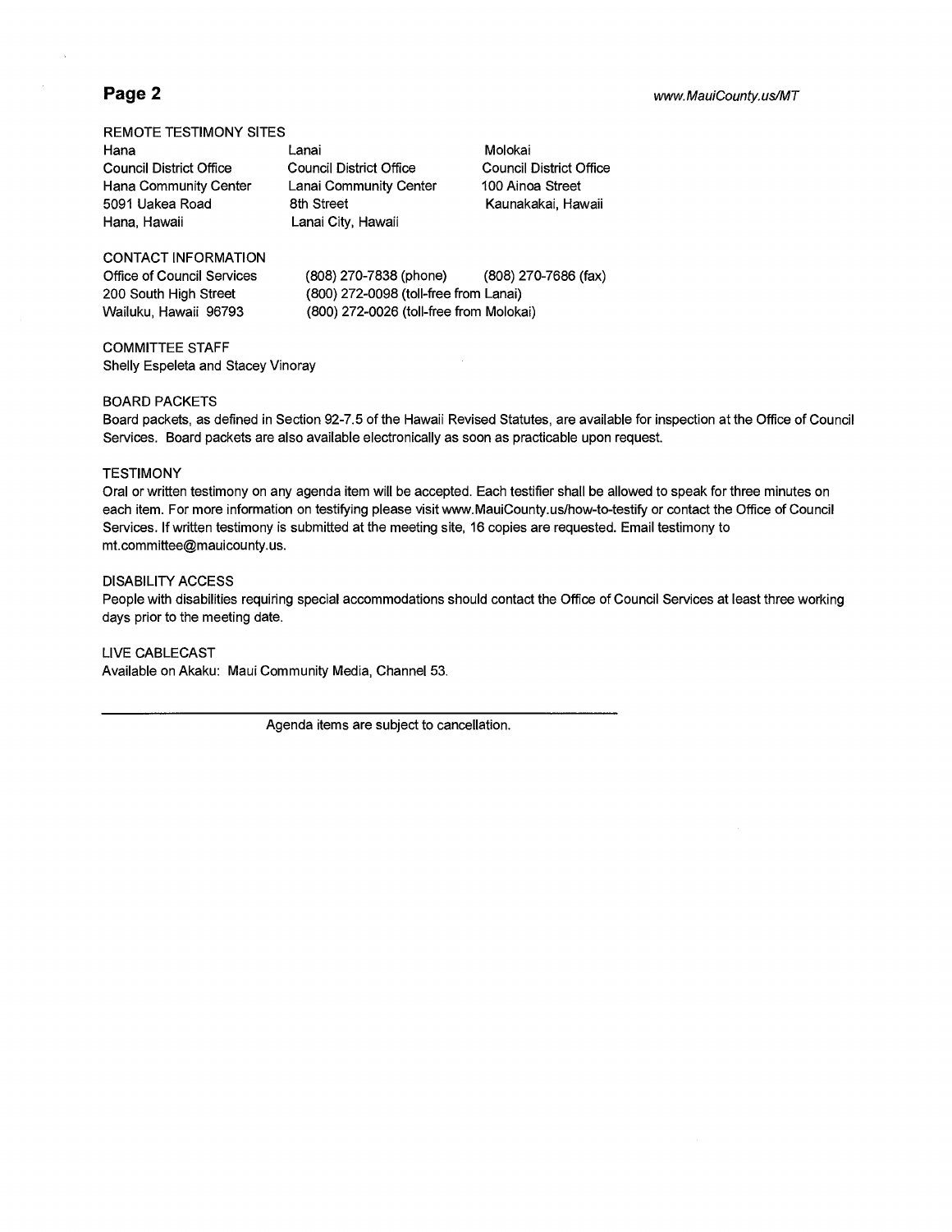REMOTE TESTIMONY SITES

| Hana | Lanai | Molokai |
|---|---|---|
| Council District Office | Council District Office | Council District Office |
| Hana Community Center | Lanai Community Center | 100 Ainoa Street |
| 5091 Uakea Road | 8th Street | Kaunakakai, Hawaii |
| Hana, Hawaii | Lanai City, Hawaii | |

CONTACT INFORMATION

| | | |
|---|---|---|
| Office of Council Services | (808) 270-7838 (phone) | (808) 270-7686 (fax) |
| 200 South High Street | (800) 272-0098 (toll-free from Lanai) | |
| Wailuku, Hawaii 96793 | (800) 272-0026 (toll-free from Molokai) | |

COMMITTEE STAFF
Shelly Espeleta and Stacey Vinoray

BOARD PACKETS
Board packets, as defined in Section 92-7.5 of the Hawaii Revised Statutes, are available for inspection at the Office of Council Services. Board packets are also available electronically as soon as practicable upon request.

TESTIMONY
Oral or written testimony on any agenda item will be accepted. Each testifier shall be allowed to speak for three minutes on each item. For more information on testifying please visit www.MauiCounty.us/how-to-testify or contact the Office of Council Services. If written testimony is submitted at the meeting site, 16 copies are requested. Email testimony to mt.committee@mauicounty.us.

DISABILITY ACCESS
People with disabilities requiring special accommodations should contact the Office of Council Services at least three working days prior to the meeting date.

LIVE CABLECAST
Available on Akaku: Maui Community Media, Channel 53.

---

Agenda items are subject to cancellation.